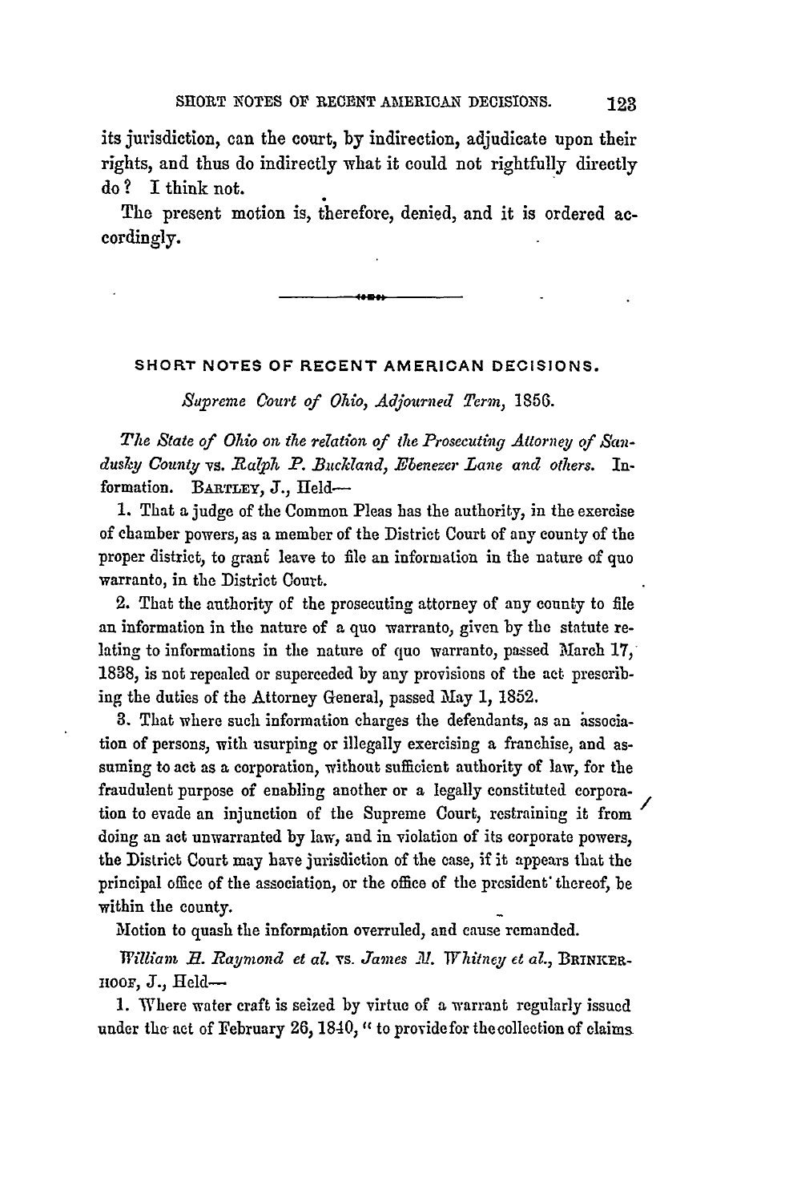its jurisdiction, can the court, by indirection, adjudicate upon their rights, and thus do indirectly what it could not rightfully directly do? I think not.

The present motion is, therefore, denied, and it is ordered accordingly.

---

## SHORT NOTES OF RECENT AMERICAN DECISIONS.

*Supreme Court of Ohio, Adjourned Term,* 1856.

*The State of Ohio on the relation of the Prosecuting Attorney of Sandusky County* vs. *Ralph P. Buckland, Ebenezer Lane and others.* Information. BARTLEY, J., Held—

1. That a judge of the Common Pleas has the authority, in the exercise of chamber powers, as a member of the District Court of any county of the proper district, to grant leave to file an information in the nature of quo warranto, in the District Court.

2. That the authority of the prosecuting attorney of any county to file an information in the nature of a quo warranto, given by the statute relating to informations in the nature of quo warranto, passed March 17, 1838, is not repealed or superceded by any provisions of the act prescribing the duties of the Attorney General, passed May 1, 1852.

3. That where such information charges the defendants, as an association of persons, with usurping or illegally exercising a franchise, and assuming to act as a corporation, without sufficient authority of law, for the fraudulent purpose of enabling another or a legally constituted corporation to evade an injunction of the Supreme Court, restraining it from doing an act unwarranted by law, and in violation of its corporate powers, the District Court may have jurisdiction of the case, if it appears that the principal office of the association, or the office of the president thereof, be within the county.

Motion to quash the information overruled, and cause remanded.

*William H. Raymond et al.* vs. *James M. Whitney et al.*, BRINKERHOOF, J., Held—

1. Where water craft is seized by virtue of a warrant regularly issued under the act of February 26, 1840, "to provide for the collection of claims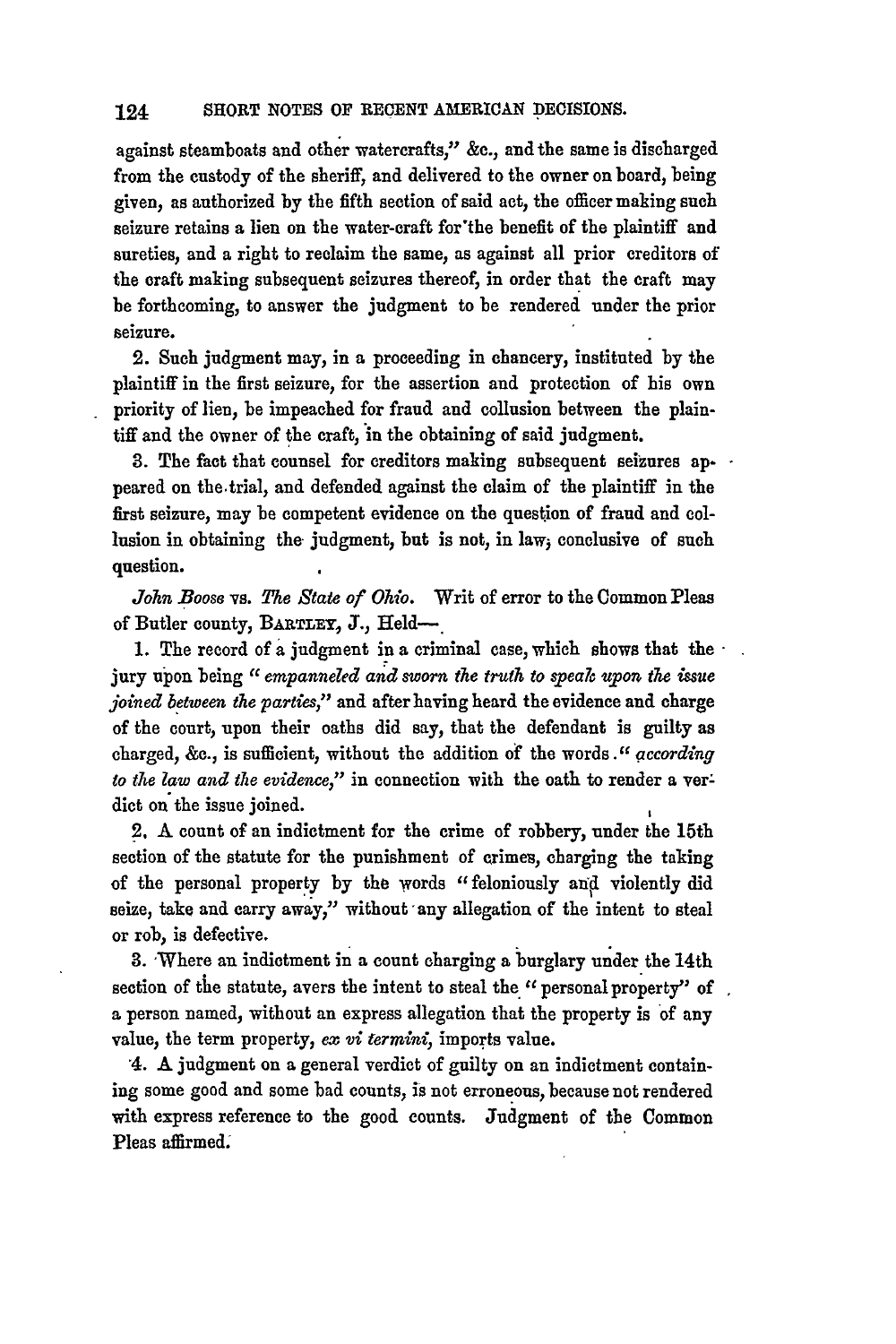against steamboats and other watercrafts," &c., and the same is discharged from the custody of the sheriff, and delivered to the owner on board, being given, as authorized by the fifth section of said act, the officer making such seizure retains a lien on the water-craft for the benefit of the plaintiff and sureties, and a right to reclaim the same, as against all prior creditors of the craft making subsequent seizures thereof, in order that the craft may be forthcoming, to answer the judgment to be rendered under the prior seizure.

2. Such judgment may, in a proceeding in chancery, instituted by the plaintiff in the first seizure, for the assertion and protection of his own priority of lien, be impeached for fraud and collusion between the plaintiff and the owner of the craft, in the obtaining of said judgment.

3. The fact that counsel for creditors making subsequent seizures appeared on the trial, and defended against the claim of the plaintiff in the first seizure, may be competent evidence on the question of fraud and collusion in obtaining the judgment, but is not, in law, conclusive of such question.

*John Boose* vs. *The State of Ohio*. Writ of error to the Common Pleas of Butler county, BARTLEY, J., Held—

1. The record of a judgment in a criminal case, which shows that the jury upon being "*empanneled and sworn the truth to speak upon the issue joined between the parties*," and after having heard the evidence and charge of the court, upon their oaths did say, that the defendant is guilty as charged, &c., is sufficient, without the addition of the words "*according to the law and the evidence*," in connection with the oath to render a verdict on the issue joined.

2. A count of an indictment for the crime of robbery, under the 15th section of the statute for the punishment of crimes, charging the taking of the personal property by the words "feloniously and violently did seize, take and carry away," without any allegation of the intent to steal or rob, is defective.

3. Where an indictment in a count charging a burglary under the 14th section of the statute, avers the intent to steal the "personal property" of a person named, without an express allegation that the property is of any value, the term property, *ex vi termini*, imports value.

4. A judgment on a general verdict of guilty on an indictment containing some good and some bad counts, is not erroneous, because not rendered with express reference to the good counts. Judgment of the Common Pleas affirmed.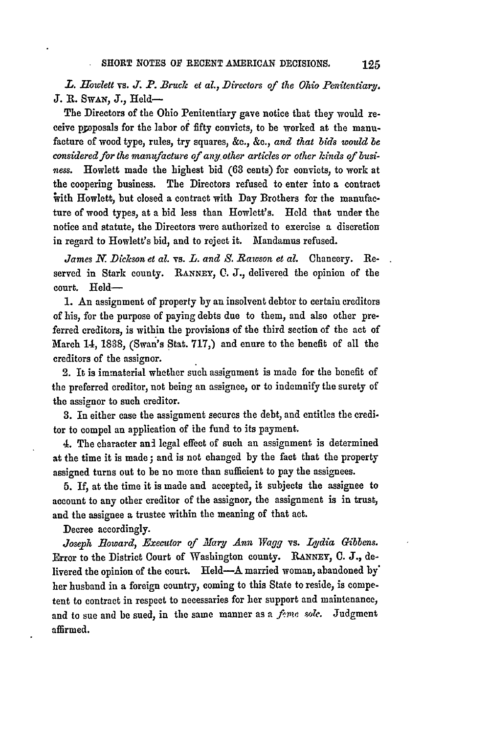*L. Howlett* vs. *J. P. Bruck et al., Directors of the Ohio Penitentiary.* J. R. SWAN, J., Held—

The Directors of the Ohio Penitentiary gave notice that they would receive proposals for the labor of fifty convicts, to be worked at the manufacture of wood type, rules, try squares, &c., &c., *and that bids would be considered for the manufacture of any other articles or other kinds of business.* Howlett made the highest bid (63 cents) for convicts, to work at the coopering business. The Directors refused to enter into a contract with Howlett, but closed a contract with Day Brothers for the manufacture of wood types, at a bid less than Howlett's. Held that under the notice and statute, the Directors were authorized to exercise a discretion in regard to Howlett's bid, and to reject it. Mandamus refused.

*James N. Dickson et al.* vs. *L. and S. Rawson et al.* Chancery. Reserved in Stark county. RANNEY, C. J., delivered the opinion of the court. Held—

1. An assignment of property by an insolvent debtor to certain creditors of his, for the purpose of paying debts due to them, and also other preferred creditors, is within the provisions of the third section of the act of March 14, 1838, (Swan's Stat. 717,) and enure to the benefit of all the creditors of the assignor.

2. It is immaterial whether such assignment is made for the benefit of the preferred creditor, not being an assignee, or to indemnify the surety of the assignor to such creditor.

3. In either case the assignment secures the debt, and entitles the creditor to compel an application of the fund to its payment.

4. The character and legal effect of such an assignment is determined at the time it is made; and is not changed by the fact that the property assigned turns out to be no more than sufficient to pay the assignees.

5. If, at the time it is made and accepted, it subjects the assignee to account to any other creditor of the assignor, the assignment is in trust, and the assignee a trustee within the meaning of that act.

Decree accordingly.

*Joseph Howard, Executor of Mary Ann Wagg* vs. *Lydia Gibbens.* Error to the District Court of Washington county. RANNEY, C. J., delivered the opinion of the court. Held—A married woman, abandoned by her husband in a foreign country, coming to this State to reside, is competent to contract in respect to necessaries for her support and maintenance, and to sue and be sued, in the same manner as a *feme sole.* Judgment affirmed.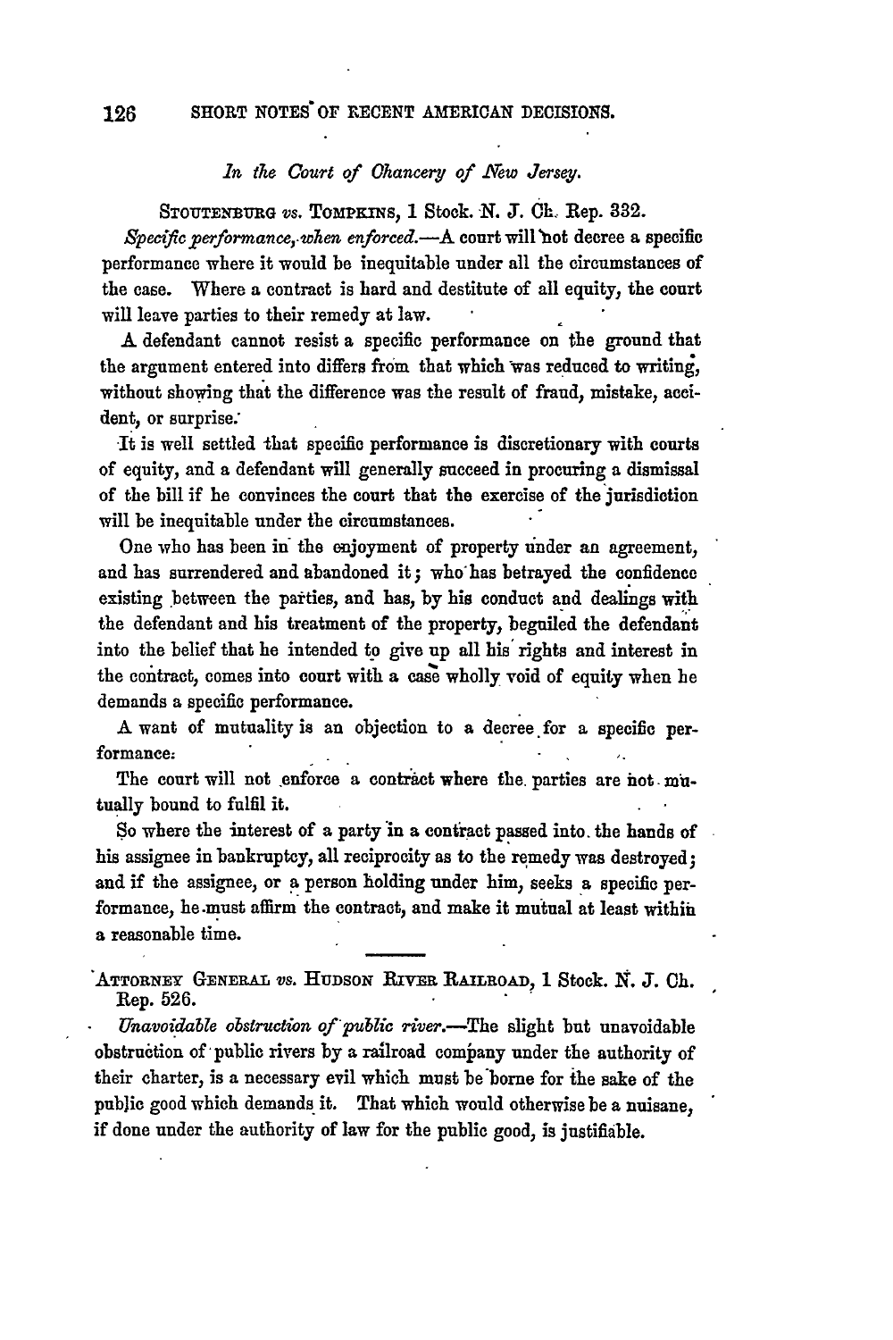*In the Court of Chancery of New Jersey.*

STOUTENBURG *vs.* TOMPKINS, 1 Stock. N. J. Ch. Rep. 332.

*Specific performance, when enforced.*—A court will not decree a specific performance where it would be inequitable under all the circumstances of the case. Where a contract is hard and destitute of all equity, the court will leave parties to their remedy at law.

A defendant cannot resist a specific performance on the ground that the argument entered into differs from that which was reduced to writing, without showing that the difference was the result of fraud, mistake, accident, or surprise.

It is well settled that specific performance is discretionary with courts of equity, and a defendant will generally succeed in procuring a dismissal of the bill if he convinces the court that the exercise of the jurisdiction will be inequitable under the circumstances.

One who has been in the enjoyment of property under an agreement, and has surrendered and abandoned it; who has betrayed the confidence existing between the parties, and has, by his conduct and dealings with the defendant and his treatment of the property, beguiled the defendant into the belief that he intended to give up all his rights and interest in the contract, comes into court with a case wholly void of equity when he demands a specific performance.

A want of mutuality is an objection to a decree for a specific performance.

The court will not enforce a contract where the parties are not mutually bound to fulfil it.

So where the interest of a party in a contract passed into the hands of his assignee in bankruptcy, all reciprocity as to the remedy was destroyed; and if the assignee, or a person holding under him, seeks a specific performance, he must affirm the contract, and make it mutual at least within a reasonable time.

---

ATTORNEY GENERAL *vs.* HUDSON RIVER RAILROAD, 1 Stock. N. J. Ch. Rep. 526.

*Unavoidable obstruction of public river.*—The slight but unavoidable obstruction of public rivers by a railroad company under the authority of their charter, is a necessary evil which must be borne for the sake of the public good which demands it. That which would otherwise be a nuisance, if done under the authority of law for the public good, is justifiable.